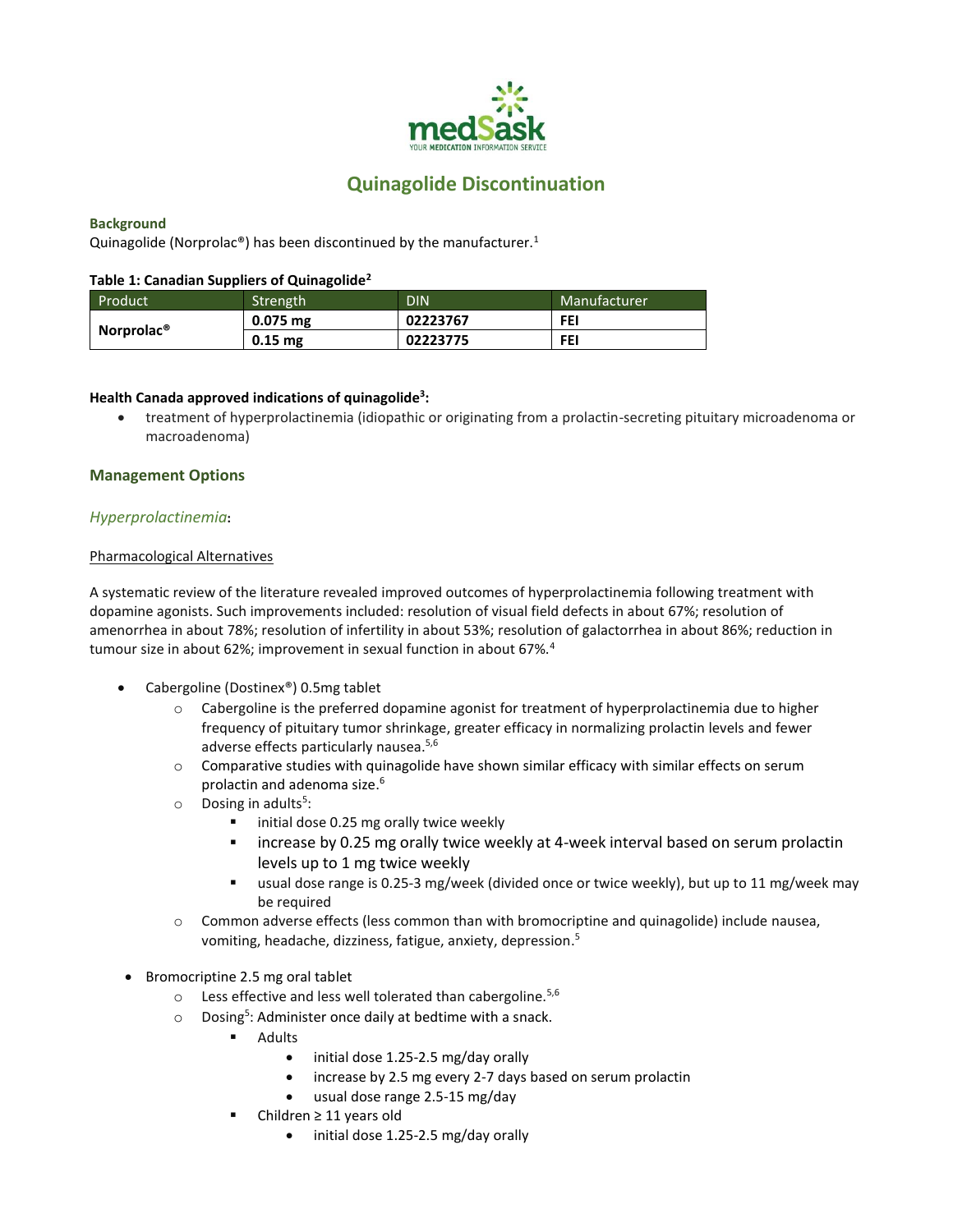# Quinagolide Discontinuation

### Background

Quinagolide (Norprolac®) has been discontinued by the manufacturer.[1]

**Table 1: Canadian Suppliers of Quinagolide[2]**

| Product | Strength | DIN | Manufacturer |
|---|---|---|---|
| **Norprolac®** | **0.075 mg** | **02223767** | **FEI** |
| | **0.15 mg** | **02223775** | **FEI** |

**Health Canada approved indications of quinagolide[3]:**

- treatment of hyperprolactinemia (idiopathic or originating from a prolactin-secreting pituitary microadenoma or macroadenoma)

## Management Options

### *Hyperprolactinemia*:

<u>Pharmacological Alternatives</u>

A systematic review of the literature revealed improved outcomes of hyperprolactinemia following treatment with dopamine agonists. Such improvements included: resolution of visual field defects in about 67%; resolution of amenorrhea in about 78%; resolution of infertility in about 53%; resolution of galactorrhea in about 86%; reduction in tumour size in about 62%; improvement in sexual function in about 67%.[4]

- Cabergoline (Dostinex®) 0.5mg tablet
  - Cabergoline is the preferred dopamine agonist for treatment of hyperprolactinemia due to higher frequency of pituitary tumor shrinkage, greater efficacy in normalizing prolactin levels and fewer adverse effects particularly nausea.[5,6]
  - Comparative studies with quinagolide have shown similar efficacy with similar effects on serum prolactin and adenoma size.[6]
  - Dosing in adults[5]:
    - initial dose 0.25 mg orally twice weekly
    - increase by 0.25 mg orally twice weekly at 4-week interval based on serum prolactin levels up to 1 mg twice weekly
    - usual dose range is 0.25-3 mg/week (divided once or twice weekly), but up to 11 mg/week may be required
  - Common adverse effects (less common than with bromocriptine and quinagolide) include nausea, vomiting, headache, dizziness, fatigue, anxiety, depression.[5]

- Bromocriptine 2.5 mg oral tablet
  - Less effective and less well tolerated than cabergoline.[5,6]
  - Dosing[5]: Administer once daily at bedtime with a snack.
    - Adults
      - initial dose 1.25-2.5 mg/day orally
      - increase by 2.5 mg every 2-7 days based on serum prolactin
      - usual dose range 2.5-15 mg/day
    - Children ≥ 11 years old
      - initial dose 1.25-2.5 mg/day orally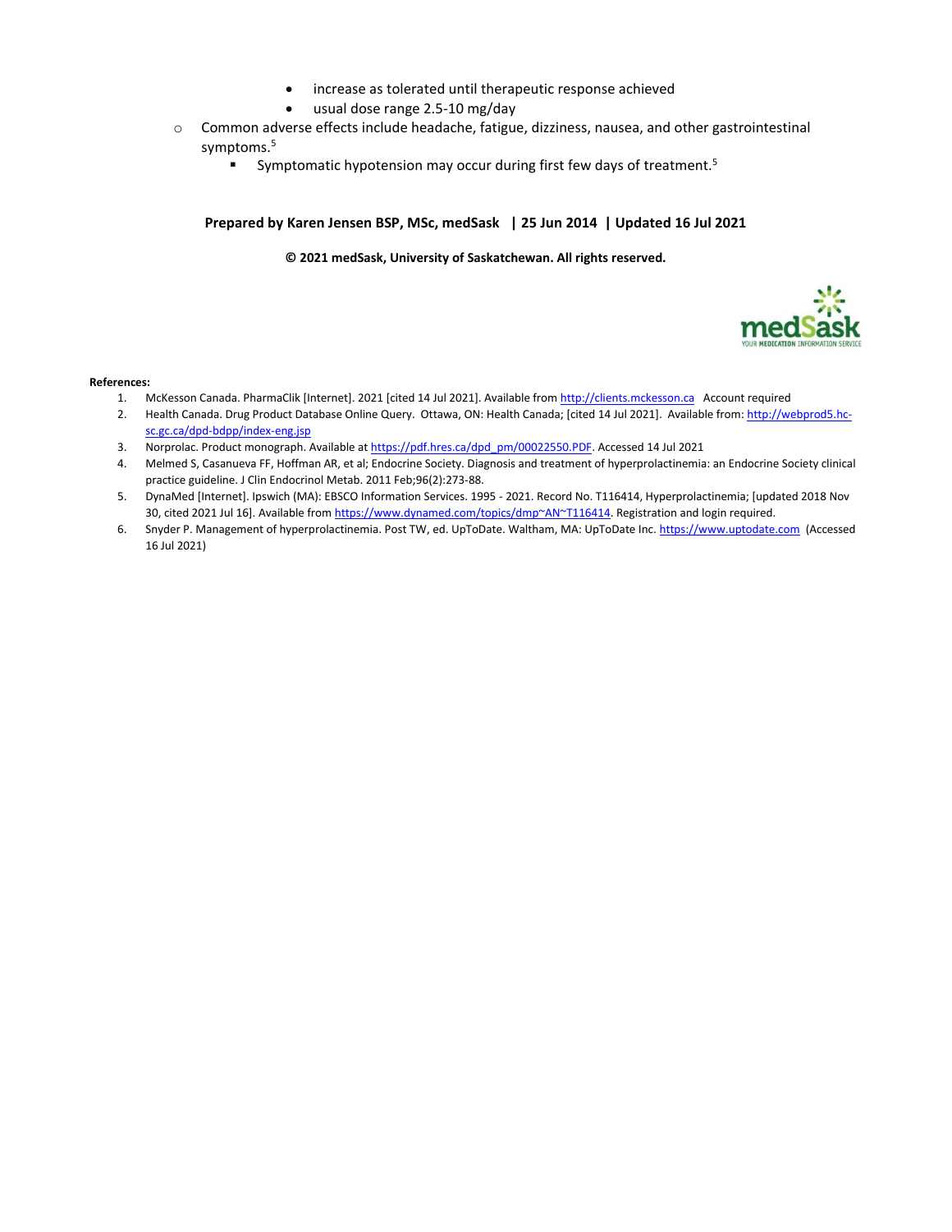- increase as tolerated until therapeutic response achieved
- usual dose range 2.5-10 mg/day

- Common adverse effects include headache, fatigue, dizziness, nausea, and other gastrointestinal symptoms.[5]
  - Symptomatic hypotension may occur during first few days of treatment.[5]

**Prepared by Karen Jensen BSP, MSc, medSask | 25 Jun 2014 | Updated 16 Jul 2021**

**© 2021 medSask, University of Saskatchewan. All rights reserved.**

medSask
YOUR MEDICATION INFORMATION SERVICE

**References:**

1. McKesson Canada. PharmaClik [Internet]. 2021 [cited 14 Jul 2021]. Available from http://clients.mckesson.ca Account required
2. Health Canada. Drug Product Database Online Query. Ottawa, ON: Health Canada; [cited 14 Jul 2021]. Available from: http://webprod5.hc-sc.gc.ca/dpd-bdpp/index-eng.jsp
3. Norprolac. Product monograph. Available at https://pdf.hres.ca/dpd_pm/00022550.PDF. Accessed 14 Jul 2021
4. Melmed S, Casanueva FF, Hoffman AR, et al; Endocrine Society. Diagnosis and treatment of hyperprolactinemia: an Endocrine Society clinical practice guideline. J Clin Endocrinol Metab. 2011 Feb;96(2):273-88.
5. DynaMed [Internet]. Ipswich (MA): EBSCO Information Services. 1995 - 2021. Record No. T116414, Hyperprolactinemia; [updated 2018 Nov 30, cited 2021 Jul 16]. Available from https://www.dynamed.com/topics/dmp~AN~T116414. Registration and login required.
6. Snyder P. Management of hyperprolactinemia. Post TW, ed. UpToDate. Waltham, MA: UpToDate Inc. https://www.uptodate.com (Accessed 16 Jul 2021)